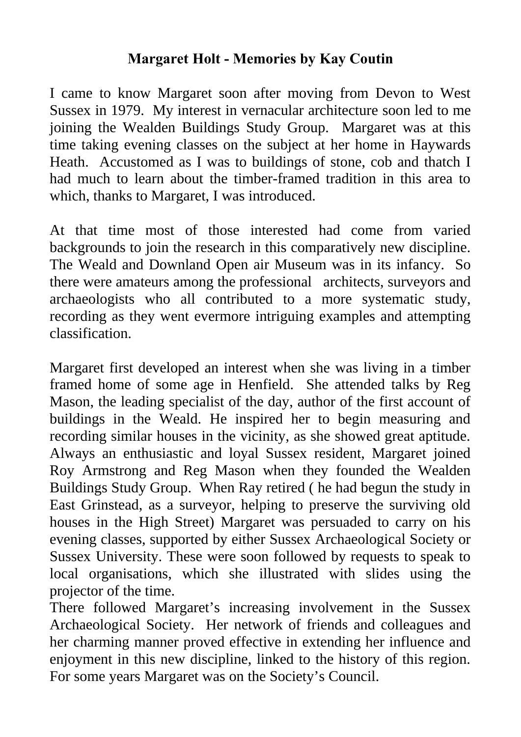# Margaret Holt - Memories by Kay Coutin

I came to know Margaret soon after moving from Devon to West Sussex in 1979. My interest in vernacular architecture soon led to me joining the Wealden Buildings Study Group. Margaret was at this time taking evening classes on the subject at her home in Haywards Heath. Accustomed as I was to buildings of stone, cob and thatch I had much to learn about the timber-framed tradition in this area to which, thanks to Margaret, I was introduced.

At that time most of those interested had come from varied backgrounds to join the research in this comparatively new discipline. The Weald and Downland Open air Museum was in its infancy. So there were amateurs among the professional architects, surveyors and archaeologists who all contributed to a more systematic study, recording as they went evermore intriguing examples and attempting classification.

Margaret first developed an interest when she was living in a timber framed home of some age in Henfield. She attended talks by Reg Mason, the leading specialist of the day, author of the first account of buildings in the Weald. He inspired her to begin measuring and recording similar houses in the vicinity, as she showed great aptitude. Always an enthusiastic and loyal Sussex resident, Margaret joined Roy Armstrong and Reg Mason when they founded the Wealden Buildings Study Group. When Ray retired ( he had begun the study in East Grinstead, as a surveyor, helping to preserve the surviving old houses in the High Street) Margaret was persuaded to carry on his evening classes, supported by either Sussex Archaeological Society or Sussex University. These were soon followed by requests to speak to local organisations, which she illustrated with slides using the projector of the time.
There followed Margaret's increasing involvement in the Sussex Archaeological Society. Her network of friends and colleagues and her charming manner proved effective in extending her influence and enjoyment in this new discipline, linked to the history of this region. For some years Margaret was on the Society's Council.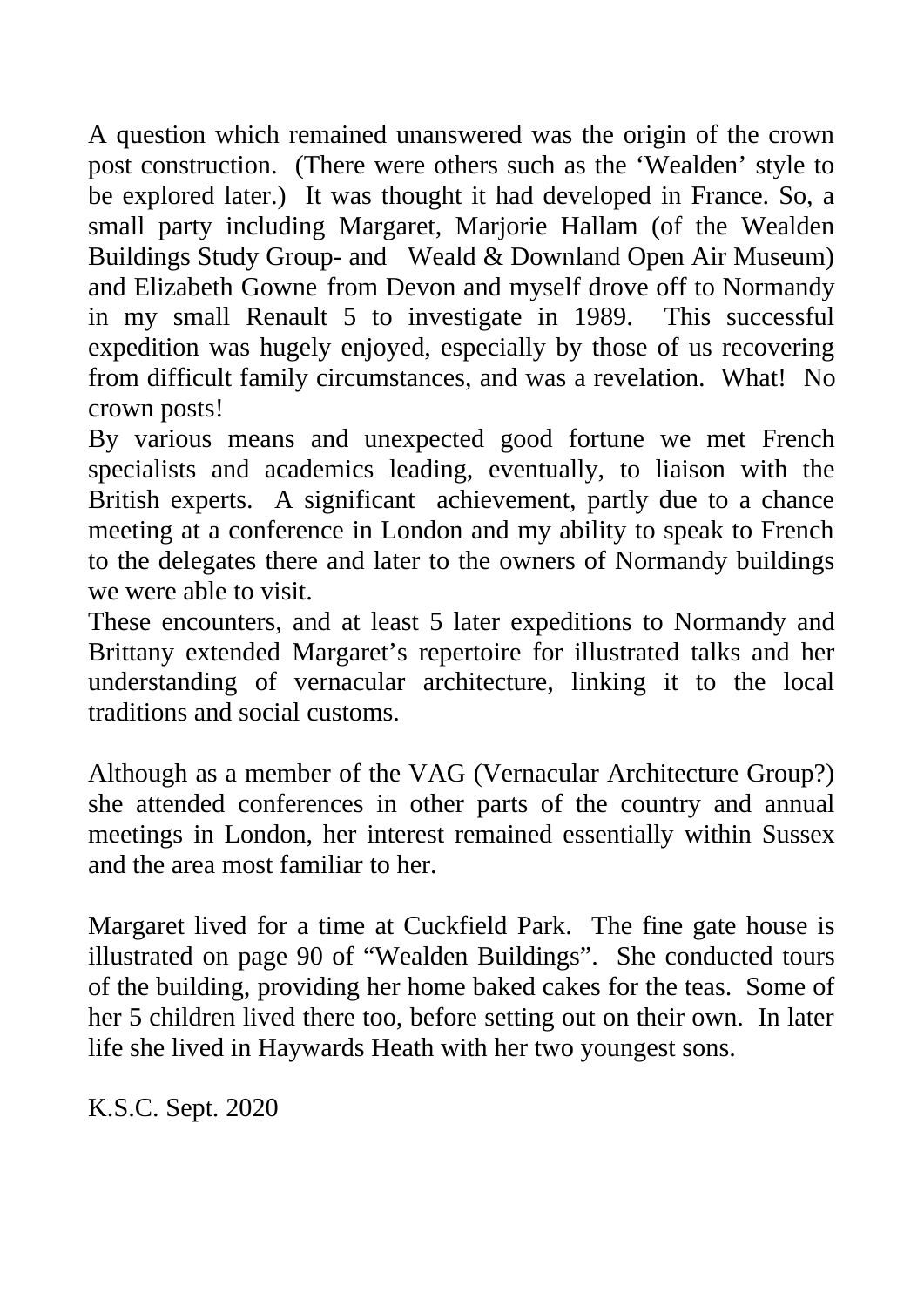A question which remained unanswered was the origin of the crown post construction. (There were others such as the 'Wealden' style to be explored later.) It was thought it had developed in France. So, a small party including Margaret, Marjorie Hallam (of the Wealden Buildings Study Group- and Weald & Downland Open Air Museum) and Elizabeth Gowne from Devon and myself drove off to Normandy in my small Renault 5 to investigate in 1989. This successful expedition was hugely enjoyed, especially by those of us recovering from difficult family circumstances, and was a revelation. What! No crown posts!

By various means and unexpected good fortune we met French specialists and academics leading, eventually, to liaison with the British experts. A significant achievement, partly due to a chance meeting at a conference in London and my ability to speak to French to the delegates there and later to the owners of Normandy buildings we were able to visit.

These encounters, and at least 5 later expeditions to Normandy and Brittany extended Margaret's repertoire for illustrated talks and her understanding of vernacular architecture, linking it to the local traditions and social customs.

Although as a member of the VAG (Vernacular Architecture Group?) she attended conferences in other parts of the country and annual meetings in London, her interest remained essentially within Sussex and the area most familiar to her.

Margaret lived for a time at Cuckfield Park. The fine gate house is illustrated on page 90 of "Wealden Buildings". She conducted tours of the building, providing her home baked cakes for the teas. Some of her 5 children lived there too, before setting out on their own. In later life she lived in Haywards Heath with her two youngest sons.

K.S.C. Sept. 2020